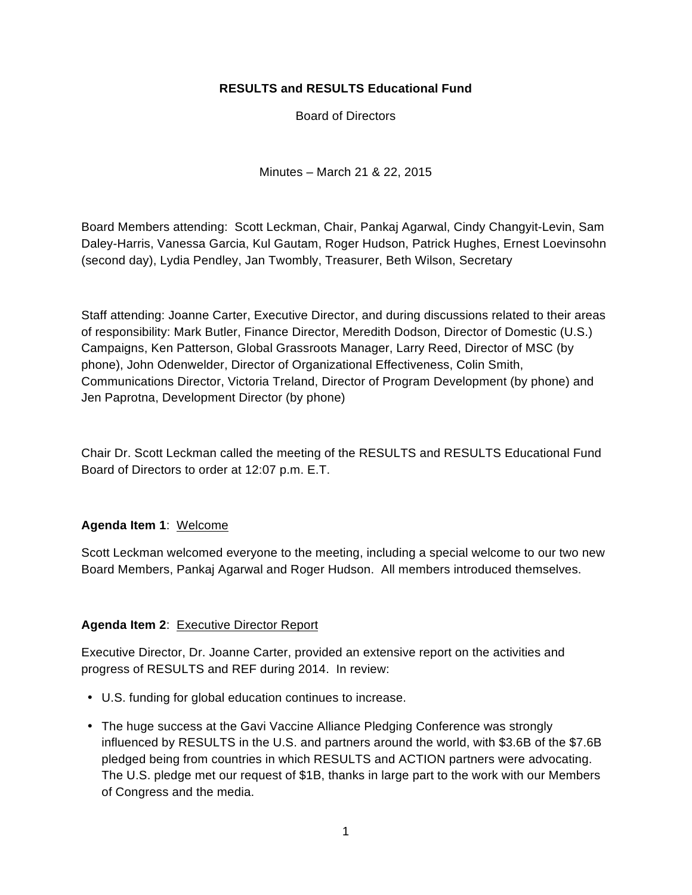**RESULTS and RESULTS Educational Fund**

Board of Directors

Minutes – March 21 & 22, 2015

Board Members attending: Scott Leckman, Chair, Pankaj Agarwal, Cindy Changyit-Levin, Sam Daley-Harris, Vanessa Garcia, Kul Gautam, Roger Hudson, Patrick Hughes, Ernest Loevinsohn (second day), Lydia Pendley, Jan Twombly, Treasurer, Beth Wilson, Secretary

Staff attending: Joanne Carter, Executive Director, and during discussions related to their areas of responsibility: Mark Butler, Finance Director, Meredith Dodson, Director of Domestic (U.S.) Campaigns, Ken Patterson, Global Grassroots Manager, Larry Reed, Director of MSC (by phone), John Odenwelder, Director of Organizational Effectiveness, Colin Smith, Communications Director, Victoria Treland, Director of Program Development (by phone) and Jen Paprotna, Development Director (by phone)

Chair Dr. Scott Leckman called the meeting of the RESULTS and RESULTS Educational Fund Board of Directors to order at 12:07 p.m. E.T.

**Agenda Item 1**: Welcome

Scott Leckman welcomed everyone to the meeting, including a special welcome to our two new Board Members, Pankaj Agarwal and Roger Hudson. All members introduced themselves.

**Agenda Item 2**: Executive Director Report

Executive Director, Dr. Joanne Carter, provided an extensive report on the activities and progress of RESULTS and REF during 2014. In review:

- U.S. funding for global education continues to increase.
- The huge success at the Gavi Vaccine Alliance Pledging Conference was strongly influenced by RESULTS in the U.S. and partners around the world, with $3.6B of the $7.6B pledged being from countries in which RESULTS and ACTION partners were advocating. The U.S. pledge met our request of $1B, thanks in large part to the work with our Members of Congress and the media.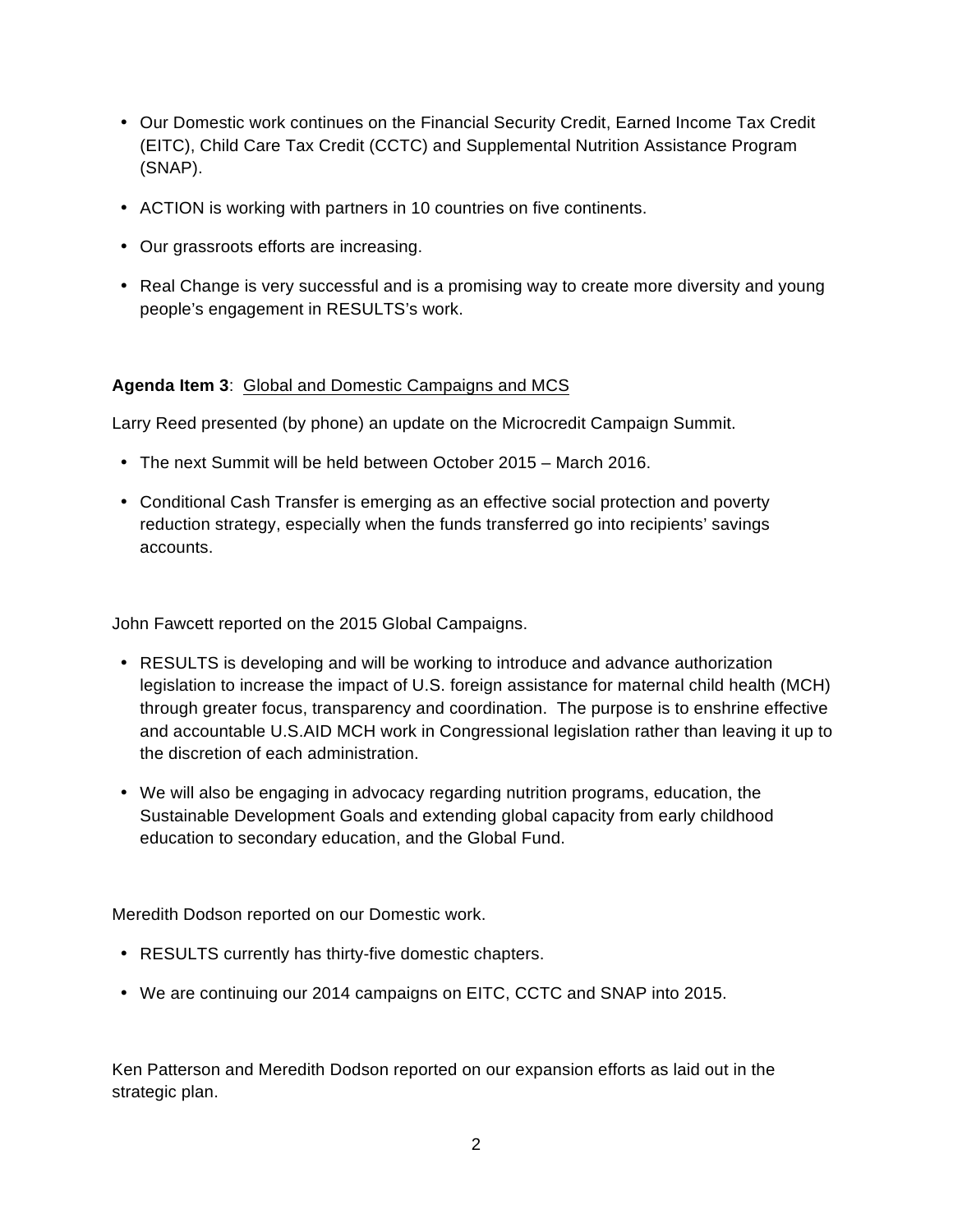- Our Domestic work continues on the Financial Security Credit, Earned Income Tax Credit (EITC), Child Care Tax Credit (CCTC) and Supplemental Nutrition Assistance Program (SNAP).
- ACTION is working with partners in 10 countries on five continents.
- Our grassroots efforts are increasing.
- Real Change is very successful and is a promising way to create more diversity and young people's engagement in RESULTS's work.

**Agenda Item 3**: Global and Domestic Campaigns and MCS

Larry Reed presented (by phone) an update on the Microcredit Campaign Summit.

- The next Summit will be held between October 2015 – March 2016.
- Conditional Cash Transfer is emerging as an effective social protection and poverty reduction strategy, especially when the funds transferred go into recipients' savings accounts.

John Fawcett reported on the 2015 Global Campaigns.

- RESULTS is developing and will be working to introduce and advance authorization legislation to increase the impact of U.S. foreign assistance for maternal child health (MCH) through greater focus, transparency and coordination. The purpose is to enshrine effective and accountable U.S.AID MCH work in Congressional legislation rather than leaving it up to the discretion of each administration.
- We will also be engaging in advocacy regarding nutrition programs, education, the Sustainable Development Goals and extending global capacity from early childhood education to secondary education, and the Global Fund.

Meredith Dodson reported on our Domestic work.

- RESULTS currently has thirty-five domestic chapters.
- We are continuing our 2014 campaigns on EITC, CCTC and SNAP into 2015.

Ken Patterson and Meredith Dodson reported on our expansion efforts as laid out in the strategic plan.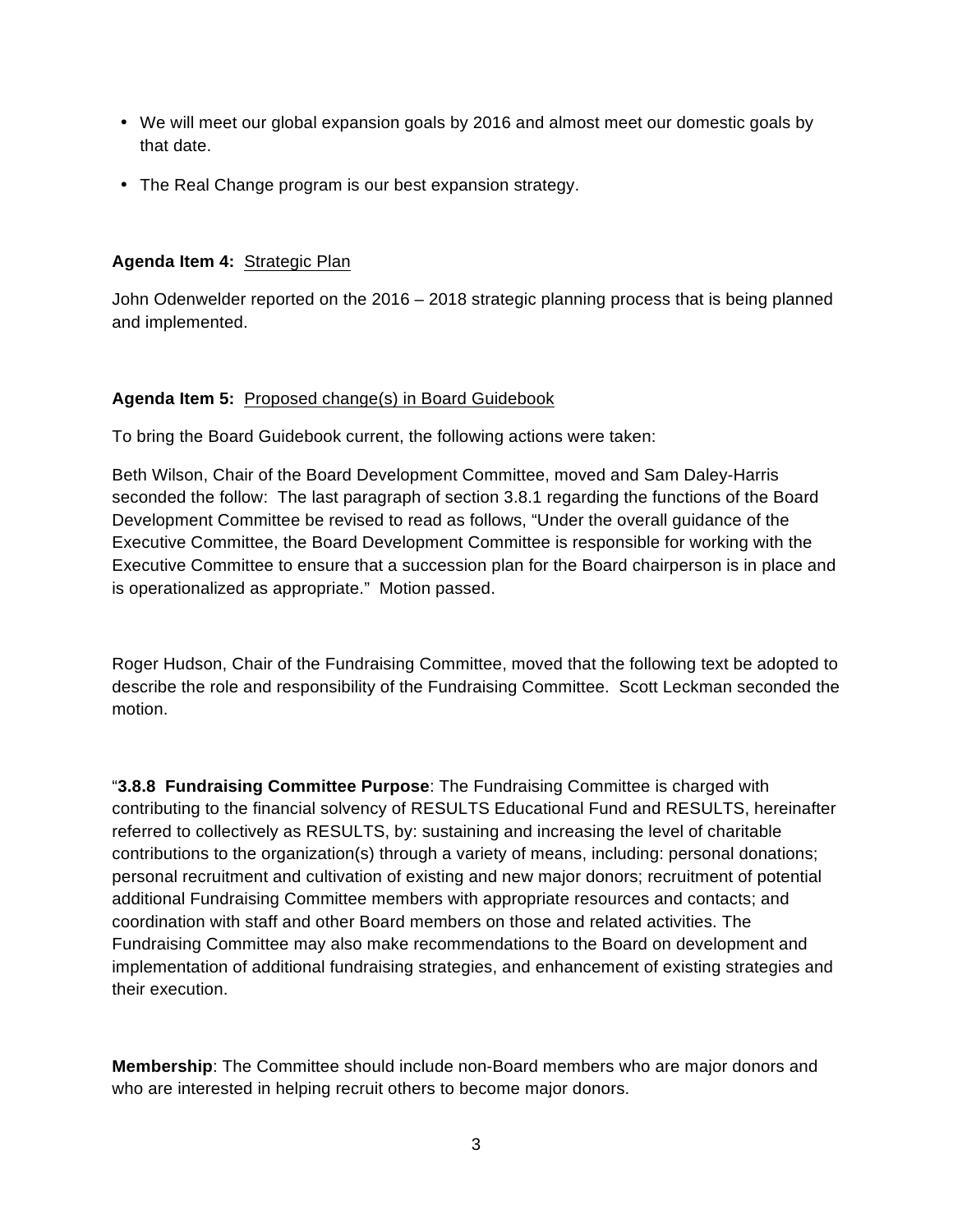- We will meet our global expansion goals by 2016 and almost meet our domestic goals by that date.
- The Real Change program is our best expansion strategy.

**Agenda Item 4:** Strategic Plan

John Odenwelder reported on the 2016 – 2018 strategic planning process that is being planned and implemented.

**Agenda Item 5:** Proposed change(s) in Board Guidebook

To bring the Board Guidebook current, the following actions were taken:

Beth Wilson, Chair of the Board Development Committee, moved and Sam Daley-Harris seconded the follow: The last paragraph of section 3.8.1 regarding the functions of the Board Development Committee be revised to read as follows, "Under the overall guidance of the Executive Committee, the Board Development Committee is responsible for working with the Executive Committee to ensure that a succession plan for the Board chairperson is in place and is operationalized as appropriate." Motion passed.

Roger Hudson, Chair of the Fundraising Committee, moved that the following text be adopted to describe the role and responsibility of the Fundraising Committee. Scott Leckman seconded the motion.

"**3.8.8 Fundraising Committee Purpose**: The Fundraising Committee is charged with contributing to the financial solvency of RESULTS Educational Fund and RESULTS, hereinafter referred to collectively as RESULTS, by: sustaining and increasing the level of charitable contributions to the organization(s) through a variety of means, including: personal donations; personal recruitment and cultivation of existing and new major donors; recruitment of potential additional Fundraising Committee members with appropriate resources and contacts; and coordination with staff and other Board members on those and related activities. The Fundraising Committee may also make recommendations to the Board on development and implementation of additional fundraising strategies, and enhancement of existing strategies and their execution.

**Membership**: The Committee should include non-Board members who are major donors and who are interested in helping recruit others to become major donors.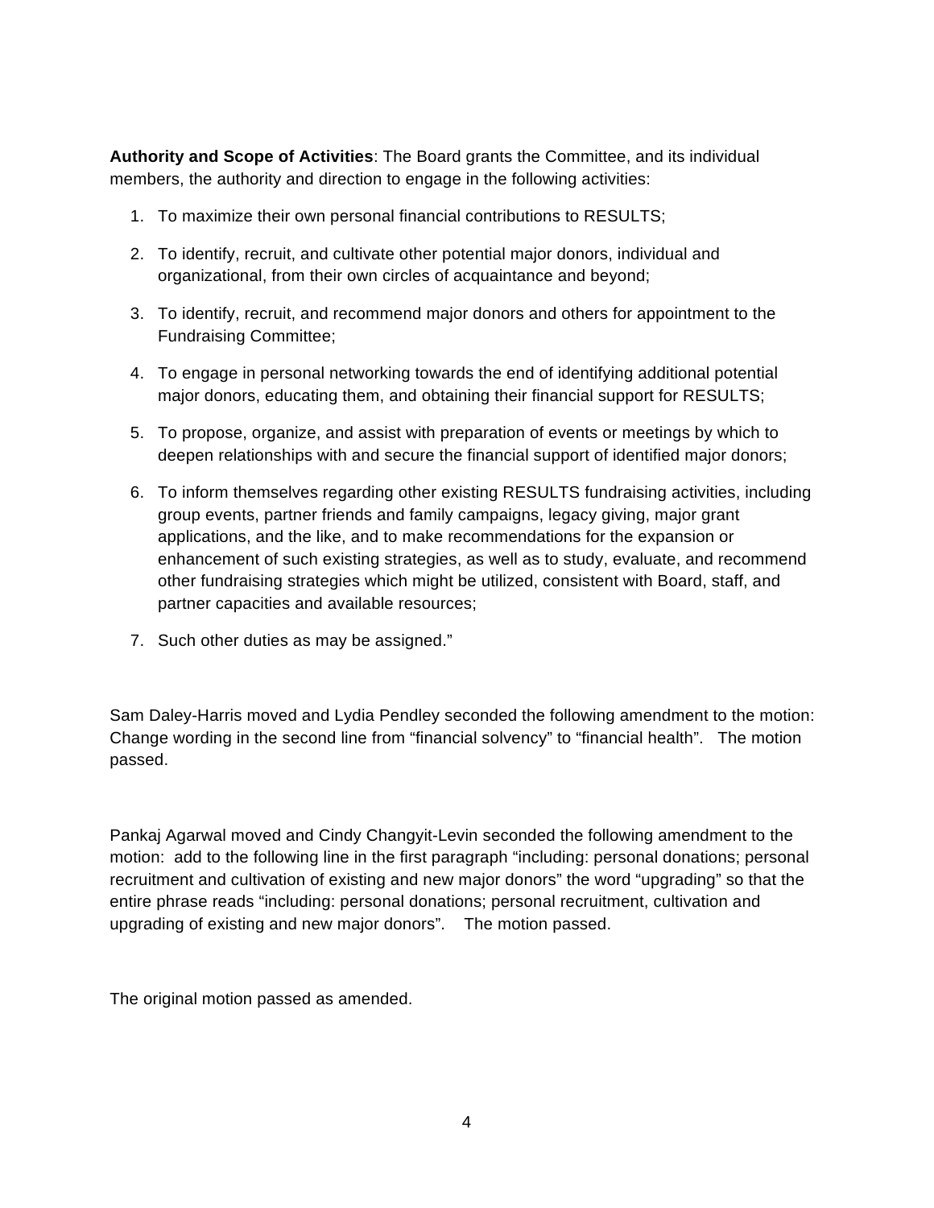**Authority and Scope of Activities**: The Board grants the Committee, and its individual members, the authority and direction to engage in the following activities:

1. To maximize their own personal financial contributions to RESULTS;

2. To identify, recruit, and cultivate other potential major donors, individual and organizational, from their own circles of acquaintance and beyond;

3. To identify, recruit, and recommend major donors and others for appointment to the Fundraising Committee;

4. To engage in personal networking towards the end of identifying additional potential major donors, educating them, and obtaining their financial support for RESULTS;

5. To propose, organize, and assist with preparation of events or meetings by which to deepen relationships with and secure the financial support of identified major donors;

6. To inform themselves regarding other existing RESULTS fundraising activities, including group events, partner friends and family campaigns, legacy giving, major grant applications, and the like, and to make recommendations for the expansion or enhancement of such existing strategies, as well as to study, evaluate, and recommend other fundraising strategies which might be utilized, consistent with Board, staff, and partner capacities and available resources;

7. Such other duties as may be assigned."

Sam Daley-Harris moved and Lydia Pendley seconded the following amendment to the motion: Change wording in the second line from "financial solvency" to "financial health". The motion passed.

Pankaj Agarwal moved and Cindy Changyit-Levin seconded the following amendment to the motion: add to the following line in the first paragraph "including: personal donations; personal recruitment and cultivation of existing and new major donors" the word "upgrading" so that the entire phrase reads "including: personal donations; personal recruitment, cultivation and upgrading of existing and new major donors". The motion passed.

The original motion passed as amended.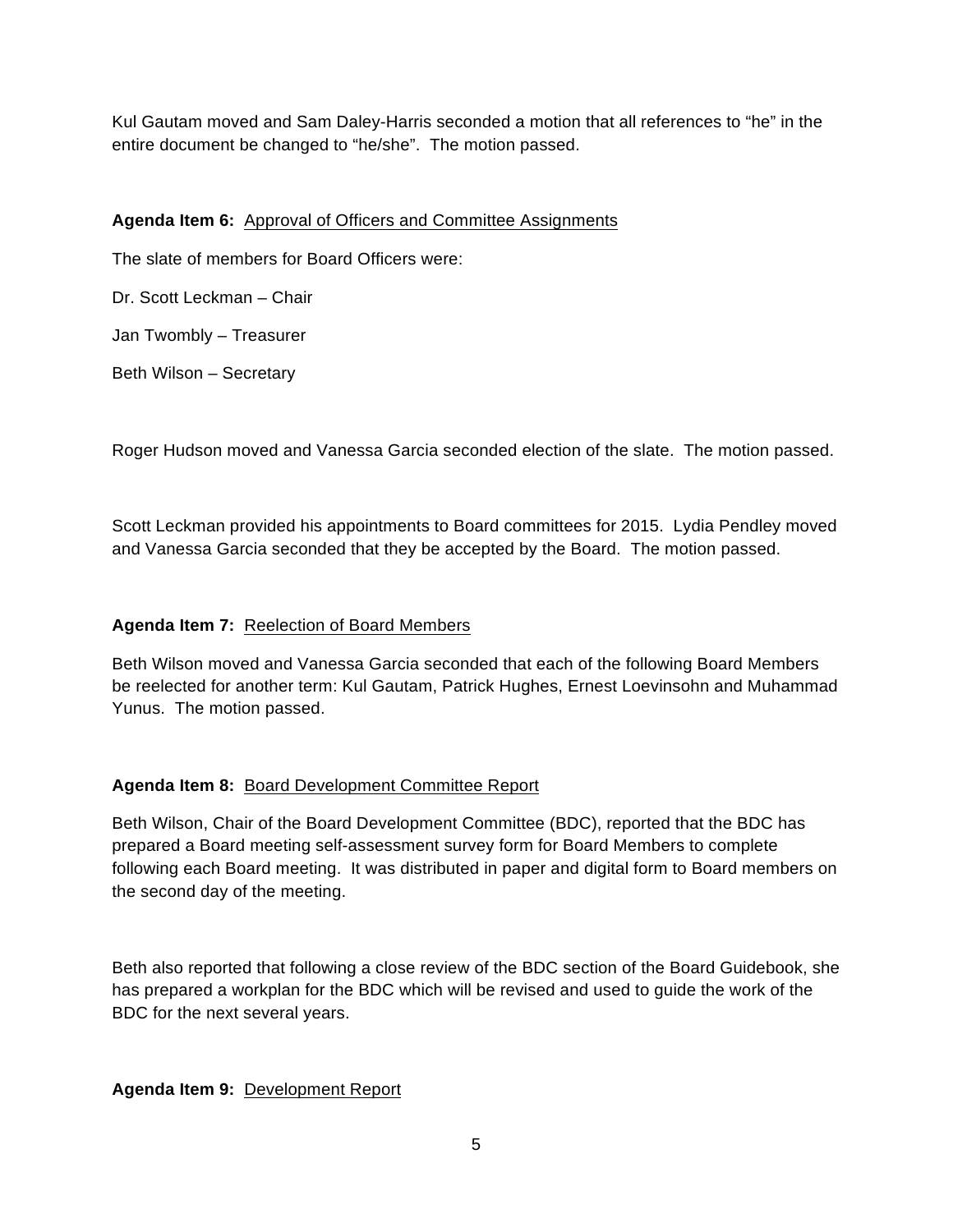Kul Gautam moved and Sam Daley-Harris seconded a motion that all references to "he" in the entire document be changed to "he/she". The motion passed.

**Agenda Item 6:** Approval of Officers and Committee Assignments

The slate of members for Board Officers were:

Dr. Scott Leckman – Chair

Jan Twombly – Treasurer

Beth Wilson – Secretary

Roger Hudson moved and Vanessa Garcia seconded election of the slate. The motion passed.

Scott Leckman provided his appointments to Board committees for 2015. Lydia Pendley moved and Vanessa Garcia seconded that they be accepted by the Board. The motion passed.

**Agenda Item 7:** Reelection of Board Members

Beth Wilson moved and Vanessa Garcia seconded that each of the following Board Members be reelected for another term: Kul Gautam, Patrick Hughes, Ernest Loevinsohn and Muhammad Yunus. The motion passed.

**Agenda Item 8:** Board Development Committee Report

Beth Wilson, Chair of the Board Development Committee (BDC), reported that the BDC has prepared a Board meeting self-assessment survey form for Board Members to complete following each Board meeting. It was distributed in paper and digital form to Board members on the second day of the meeting.

Beth also reported that following a close review of the BDC section of the Board Guidebook, she has prepared a workplan for the BDC which will be revised and used to guide the work of the BDC for the next several years.

**Agenda Item 9:** Development Report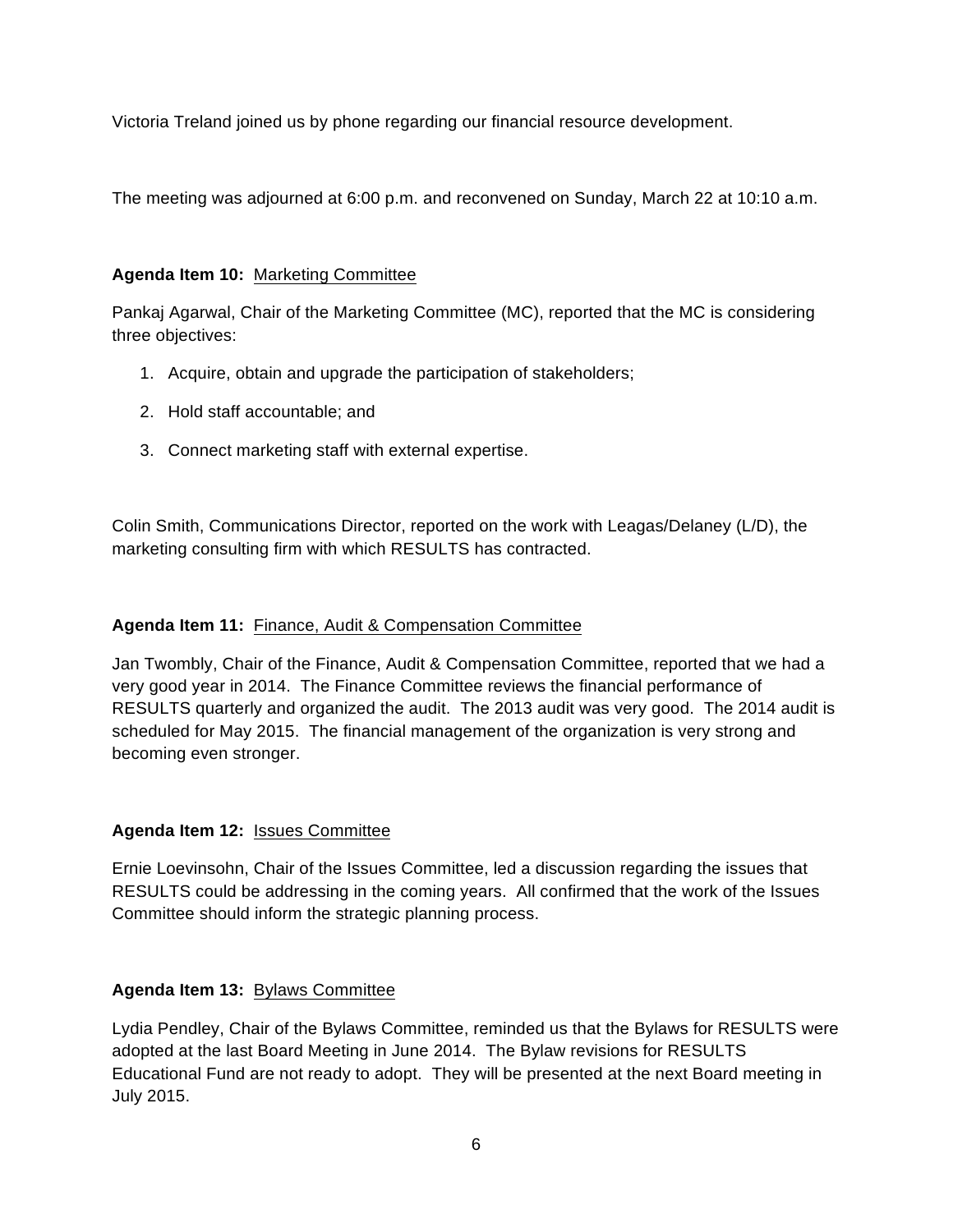Victoria Treland joined us by phone regarding our financial resource development.

The meeting was adjourned at 6:00 p.m. and reconvened on Sunday, March 22 at 10:10 a.m.

**Agenda Item 10:** Marketing Committee

Pankaj Agarwal, Chair of the Marketing Committee (MC), reported that the MC is considering three objectives:

1. Acquire, obtain and upgrade the participation of stakeholders;
2. Hold staff accountable; and
3. Connect marketing staff with external expertise.

Colin Smith, Communications Director, reported on the work with Leagas/Delaney (L/D), the marketing consulting firm with which RESULTS has contracted.

**Agenda Item 11:** Finance, Audit & Compensation Committee

Jan Twombly, Chair of the Finance, Audit & Compensation Committee, reported that we had a very good year in 2014. The Finance Committee reviews the financial performance of RESULTS quarterly and organized the audit. The 2013 audit was very good. The 2014 audit is scheduled for May 2015. The financial management of the organization is very strong and becoming even stronger.

**Agenda Item 12:** Issues Committee

Ernie Loevinsohn, Chair of the Issues Committee, led a discussion regarding the issues that RESULTS could be addressing in the coming years. All confirmed that the work of the Issues Committee should inform the strategic planning process.

**Agenda Item 13:** Bylaws Committee

Lydia Pendley, Chair of the Bylaws Committee, reminded us that the Bylaws for RESULTS were adopted at the last Board Meeting in June 2014. The Bylaw revisions for RESULTS Educational Fund are not ready to adopt. They will be presented at the next Board meeting in July 2015.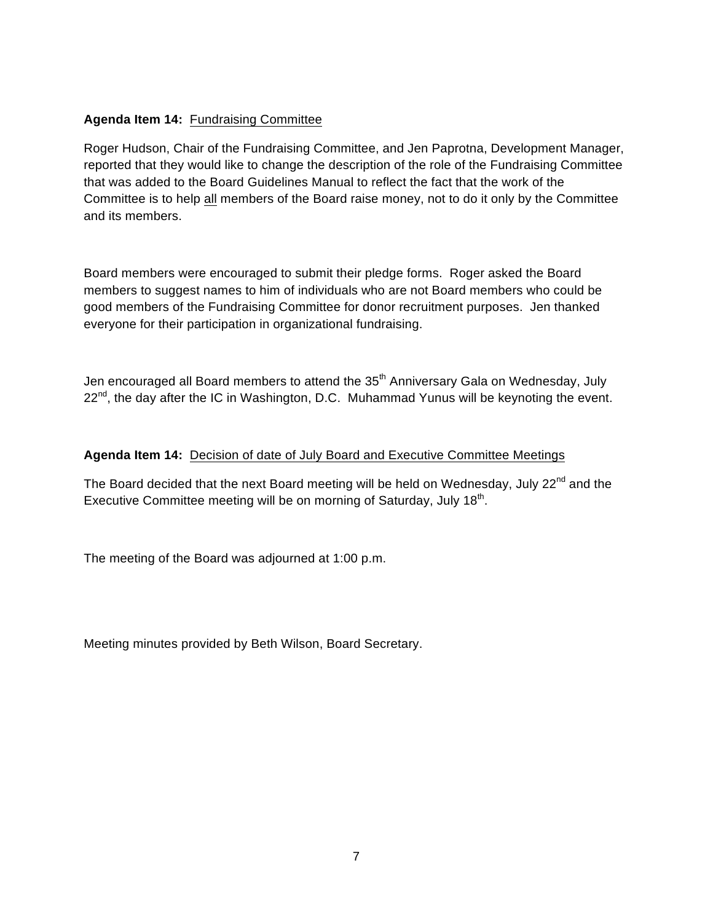**Agenda Item 14:** Fundraising Committee

Roger Hudson, Chair of the Fundraising Committee, and Jen Paprotna, Development Manager, reported that they would like to change the description of the role of the Fundraising Committee that was added to the Board Guidelines Manual to reflect the fact that the work of the Committee is to help all members of the Board raise money, not to do it only by the Committee and its members.

Board members were encouraged to submit their pledge forms. Roger asked the Board members to suggest names to him of individuals who are not Board members who could be good members of the Fundraising Committee for donor recruitment purposes. Jen thanked everyone for their participation in organizational fundraising.

Jen encouraged all Board members to attend the 35th Anniversary Gala on Wednesday, July 22nd, the day after the IC in Washington, D.C. Muhammad Yunus will be keynoting the event.

**Agenda Item 14:** Decision of date of July Board and Executive Committee Meetings

The Board decided that the next Board meeting will be held on Wednesday, July 22nd and the Executive Committee meeting will be on morning of Saturday, July 18th.

The meeting of the Board was adjourned at 1:00 p.m.

Meeting minutes provided by Beth Wilson, Board Secretary.